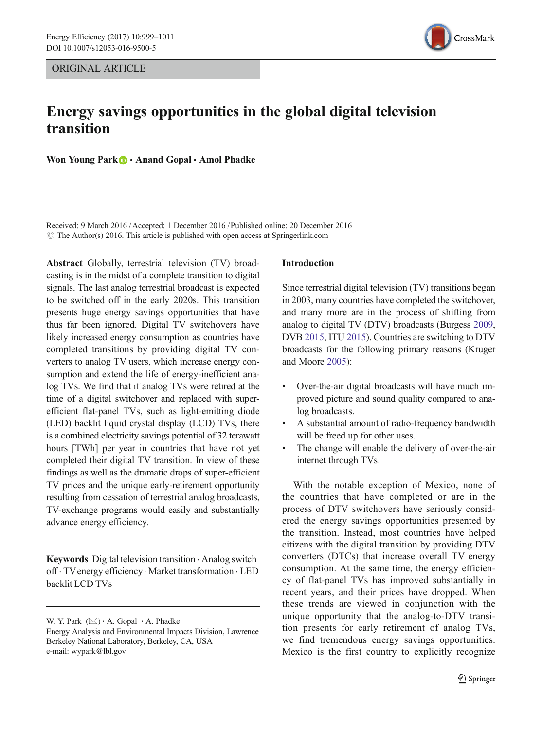ORIGINAL ARTICLE

# Energy savings opportunities in the global digital television transition

**Won Young Park · Anand Gopal · Amol Phadke**

Received: 9 March 2016 / Accepted: 1 December 2016 / Published online: 20 December 2016
© The Author(s) 2016. This article is published with open access at Springerlink.com

**Abstract** Globally, terrestrial television (TV) broadcasting is in the midst of a complete transition to digital signals. The last analog terrestrial broadcast is expected to be switched off in the early 2020s. This transition presents huge energy savings opportunities that have thus far been ignored. Digital TV switchovers have likely increased energy consumption as countries have completed transitions by providing digital TV converters to analog TV users, which increase energy consumption and extend the life of energy-inefficient analog TVs. We find that if analog TVs were retired at the time of a digital switchover and replaced with super-efficient flat-panel TVs, such as light-emitting diode (LED) backlit liquid crystal display (LCD) TVs, there is a combined electricity savings potential of 32 terawatt hours [TWh] per year in countries that have not yet completed their digital TV transition. In view of these findings as well as the dramatic drops of super-efficient TV prices and the unique early-retirement opportunity resulting from cessation of terrestrial analog broadcasts, TV-exchange programs would easily and substantially advance energy efficiency.

**Keywords** Digital television transition · Analog switch off · TV energy efficiency · Market transformation · LED backlit LCD TVs

W. Y. Park (✉) · A. Gopal · A. Phadke
Energy Analysis and Environmental Impacts Division, Lawrence Berkeley National Laboratory, Berkeley, CA, USA
e-mail: wypark@lbl.gov

## Introduction

Since terrestrial digital television (TV) transitions began in 2003, many countries have completed the switchover, and many more are in the process of shifting from analog to digital TV (DTV) broadcasts (Burgess 2009, DVB 2015, ITU 2015). Countries are switching to DTV broadcasts for the following primary reasons (Kruger and Moore 2005):

- Over-the-air digital broadcasts will have much improved picture and sound quality compared to analog broadcasts.
- A substantial amount of radio-frequency bandwidth will be freed up for other uses.
- The change will enable the delivery of over-the-air internet through TVs.

With the notable exception of Mexico, none of the countries that have completed or are in the process of DTV switchovers have seriously considered the energy savings opportunities presented by the transition. Instead, most countries have helped citizens with the digital transition by providing DTV converters (DTCs) that increase overall TV energy consumption. At the same time, the energy efficiency of flat-panel TVs has improved substantially in recent years, and their prices have dropped. When these trends are viewed in conjunction with the unique opportunity that the analog-to-DTV transition presents for early retirement of analog TVs, we find tremendous energy savings opportunities. Mexico is the first country to explicitly recognize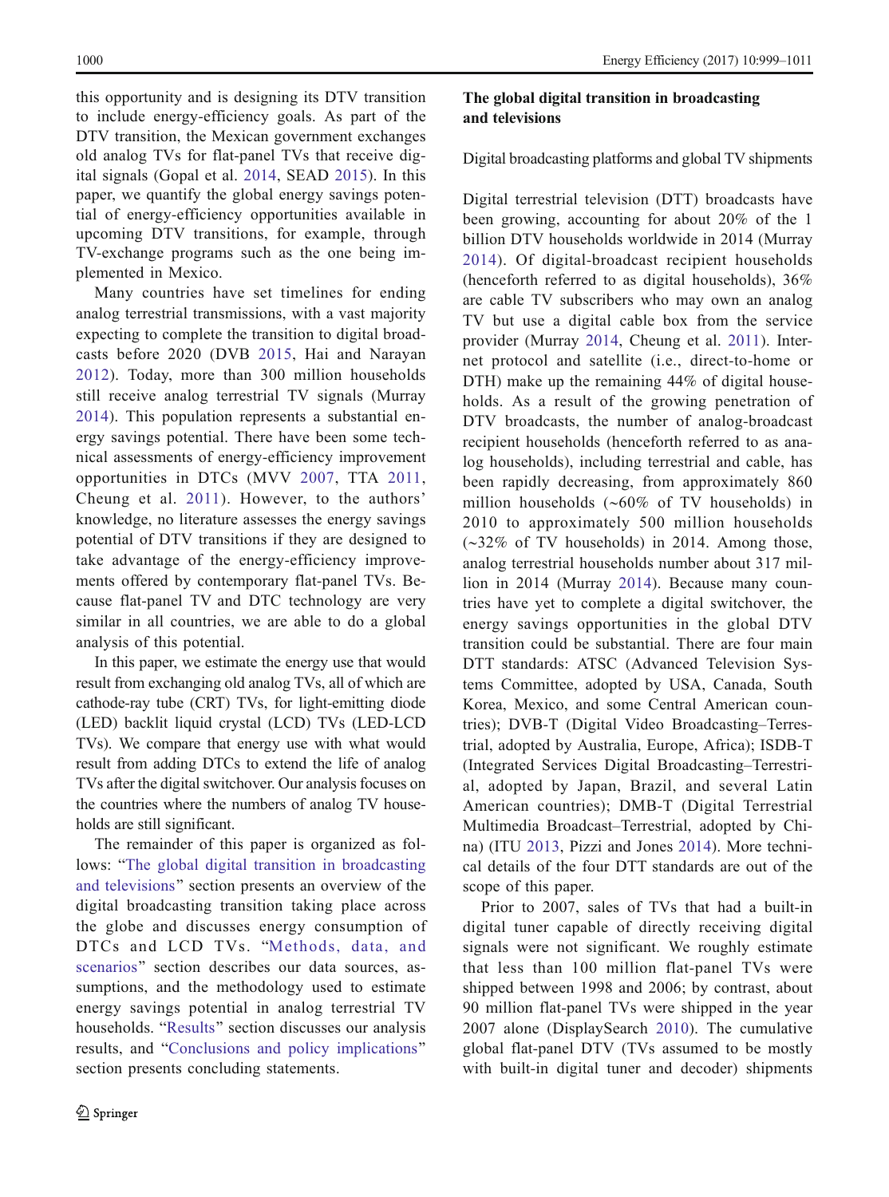this opportunity and is designing its DTV transition to include energy-efficiency goals. As part of the DTV transition, the Mexican government exchanges old analog TVs for flat-panel TVs that receive digital signals (Gopal et al. 2014, SEAD 2015). In this paper, we quantify the global energy savings potential of energy-efficiency opportunities available in upcoming DTV transitions, for example, through TV-exchange programs such as the one being implemented in Mexico.

Many countries have set timelines for ending analog terrestrial transmissions, with a vast majority expecting to complete the transition to digital broadcasts before 2020 (DVB 2015, Hai and Narayan 2012). Today, more than 300 million households still receive analog terrestrial TV signals (Murray 2014). This population represents a substantial energy savings potential. There have been some technical assessments of energy-efficiency improvement opportunities in DTCs (MVV 2007, TTA 2011, Cheung et al. 2011). However, to the authors' knowledge, no literature assesses the energy savings potential of DTV transitions if they are designed to take advantage of the energy-efficiency improvements offered by contemporary flat-panel TVs. Because flat-panel TV and DTC technology are very similar in all countries, we are able to do a global analysis of this potential.

In this paper, we estimate the energy use that would result from exchanging old analog TVs, all of which are cathode-ray tube (CRT) TVs, for light-emitting diode (LED) backlit liquid crystal (LCD) TVs (LED-LCD TVs). We compare that energy use with what would result from adding DTCs to extend the life of analog TVs after the digital switchover. Our analysis focuses on the countries where the numbers of analog TV households are still significant.

The remainder of this paper is organized as follows: "The global digital transition in broadcasting and televisions" section presents an overview of the digital broadcasting transition taking place across the globe and discusses energy consumption of DTCs and LCD TVs. "Methods, data, and scenarios" section describes our data sources, assumptions, and the methodology used to estimate energy savings potential in analog terrestrial TV households. "Results" section discusses our analysis results, and "Conclusions and policy implications" section presents concluding statements.

## The global digital transition in broadcasting and televisions

### Digital broadcasting platforms and global TV shipments

Digital terrestrial television (DTT) broadcasts have been growing, accounting for about 20% of the 1 billion DTV households worldwide in 2014 (Murray 2014). Of digital-broadcast recipient households (henceforth referred to as digital households), 36% are cable TV subscribers who may own an analog TV but use a digital cable box from the service provider (Murray 2014, Cheung et al. 2011). Internet protocol and satellite (i.e., direct-to-home or DTH) make up the remaining 44% of digital households. As a result of the growing penetration of DTV broadcasts, the number of analog-broadcast recipient households (henceforth referred to as analog households), including terrestrial and cable, has been rapidly decreasing, from approximately 860 million households (~60% of TV households) in 2010 to approximately 500 million households (~32% of TV households) in 2014. Among those, analog terrestrial households number about 317 million in 2014 (Murray 2014). Because many countries have yet to complete a digital switchover, the energy savings opportunities in the global DTV transition could be substantial. There are four main DTT standards: ATSC (Advanced Television Systems Committee, adopted by USA, Canada, South Korea, Mexico, and some Central American countries); DVB-T (Digital Video Broadcasting–Terrestrial, adopted by Australia, Europe, Africa); ISDB-T (Integrated Services Digital Broadcasting–Terrestrial, adopted by Japan, Brazil, and several Latin American countries); DMB-T (Digital Terrestrial Multimedia Broadcast–Terrestrial, adopted by China) (ITU 2013, Pizzi and Jones 2014). More technical details of the four DTT standards are out of the scope of this paper.

Prior to 2007, sales of TVs that had a built-in digital tuner capable of directly receiving digital signals were not significant. We roughly estimate that less than 100 million flat-panel TVs were shipped between 1998 and 2006; by contrast, about 90 million flat-panel TVs were shipped in the year 2007 alone (DisplaySearch 2010). The cumulative global flat-panel DTV (TVs assumed to be mostly with built-in digital tuner and decoder) shipments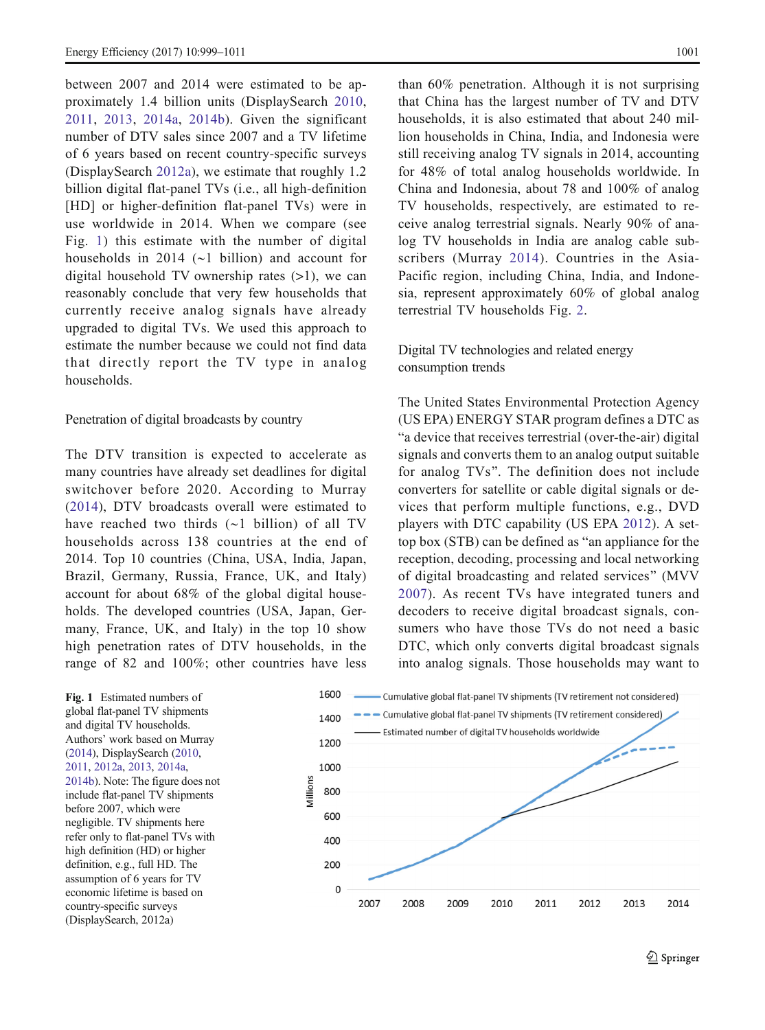between 2007 and 2014 were estimated to be approximately 1.4 billion units (DisplaySearch 2010, 2011, 2013, 2014a, 2014b). Given the significant number of DTV sales since 2007 and a TV lifetime of 6 years based on recent country-specific surveys (DisplaySearch 2012a), we estimate that roughly 1.2 billion digital flat-panel TVs (i.e., all high-definition [HD] or higher-definition flat-panel TVs) were in use worldwide in 2014. When we compare (see Fig. 1) this estimate with the number of digital households in 2014 (~1 billion) and account for digital household TV ownership rates (>1), we can reasonably conclude that very few households that currently receive analog signals have already upgraded to digital TVs. We used this approach to estimate the number because we could not find data that directly report the TV type in analog households.

### Penetration of digital broadcasts by country

The DTV transition is expected to accelerate as many countries have already set deadlines for digital switchover before 2020. According to Murray (2014), DTV broadcasts overall were estimated to have reached two thirds (~1 billion) of all TV households across 138 countries at the end of 2014. Top 10 countries (China, USA, India, Japan, Brazil, Germany, Russia, France, UK, and Italy) account for about 68% of the global digital households. The developed countries (USA, Japan, Germany, France, UK, and Italy) in the top 10 show high penetration rates of DTV households, in the range of 82 and 100%; other countries have less than 60% penetration. Although it is not surprising that China has the largest number of TV and DTV households, it is also estimated that about 240 million households in China, India, and Indonesia were still receiving analog TV signals in 2014, accounting for 48% of total analog households worldwide. In China and Indonesia, about 78 and 100% of analog TV households, respectively, are estimated to receive analog terrestrial signals. Nearly 90% of analog TV households in India are analog cable subscribers (Murray 2014). Countries in the Asia-Pacific region, including China, India, and Indonesia, represent approximately 60% of global analog terrestrial TV households Fig. 2.

### Digital TV technologies and related energy consumption trends

The United States Environmental Protection Agency (US EPA) ENERGY STAR program defines a DTC as "a device that receives terrestrial (over-the-air) digital signals and converts them to an analog output suitable for analog TVs". The definition does not include converters for satellite or cable digital signals or devices that perform multiple functions, e.g., DVD players with DTC capability (US EPA 2012). A set-top box (STB) can be defined as "an appliance for the reception, decoding, processing and local networking of digital broadcasting and related services" (MVV 2007). As recent TVs have integrated tuners and decoders to receive digital broadcast signals, consumers who have those TVs do not need a basic DTC, which only converts digital broadcast signals into analog signals. Those households may want to

**Fig. 1** Estimated numbers of global flat-panel TV shipments and digital TV households. Authors' work based on Murray (2014), DisplaySearch (2010, 2011, 2012a, 2013, 2014a, 2014b). Note: The figure does not include flat-panel TV shipments before 2007, which were negligible. TV shipments here refer only to flat-panel TVs with high definition (HD) or higher definition, e.g., full HD. The assumption of 6 years for TV economic lifetime is based on country-specific surveys (DisplaySearch, 2012a)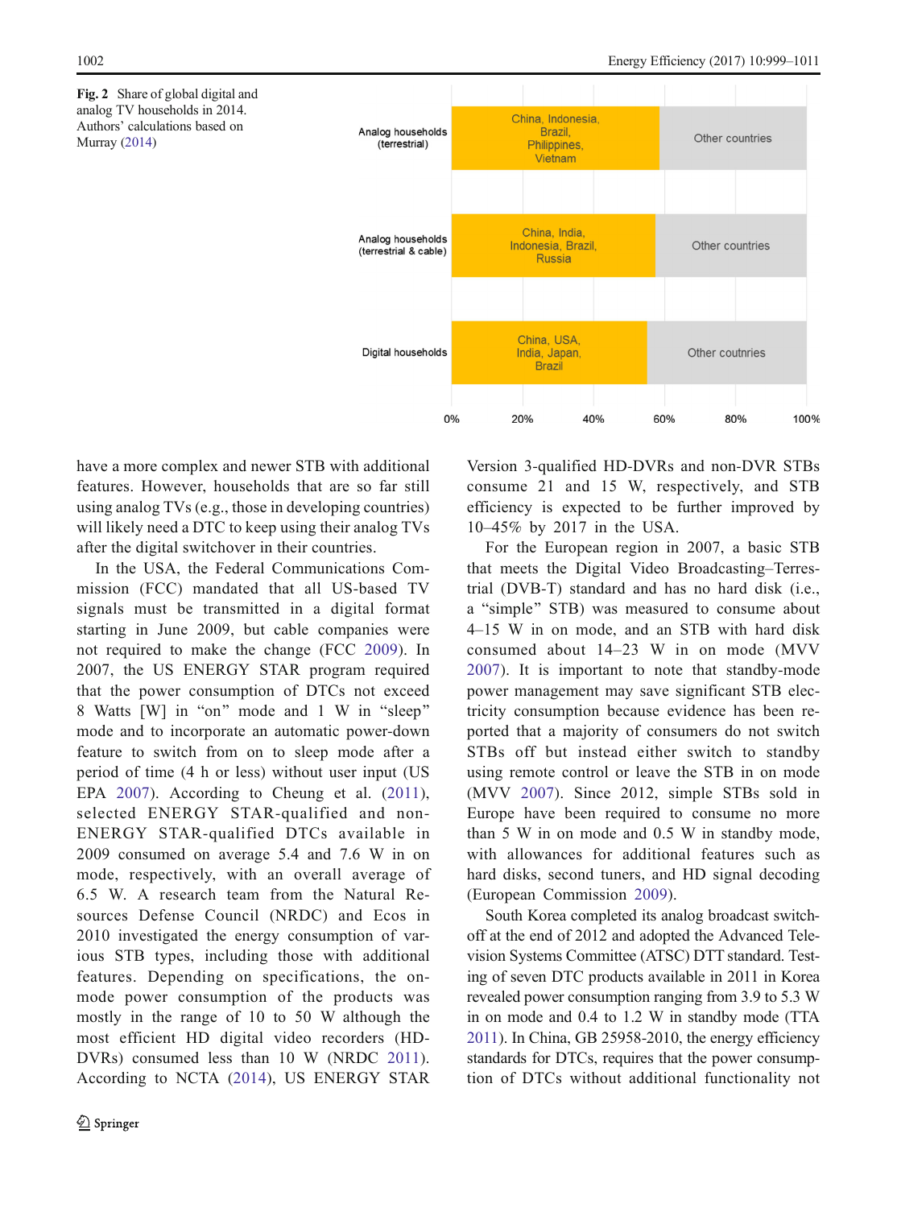Fig. 2 Share of global digital and analog TV households in 2014. Authors' calculations based on Murray (2014)

have a more complex and newer STB with additional features. However, households that are so far still using analog TVs (e.g., those in developing countries) will likely need a DTC to keep using their analog TVs after the digital switchover in their countries.

In the USA, the Federal Communications Commission (FCC) mandated that all US-based TV signals must be transmitted in a digital format starting in June 2009, but cable companies were not required to make the change (FCC 2009). In 2007, the US ENERGY STAR program required that the power consumption of DTCs not exceed 8 Watts [W] in "on" mode and 1 W in "sleep" mode and to incorporate an automatic power-down feature to switch from on to sleep mode after a period of time (4 h or less) without user input (US EPA 2007). According to Cheung et al. (2011), selected ENERGY STAR-qualified and non-ENERGY STAR-qualified DTCs available in 2009 consumed on average 5.4 and 7.6 W in on mode, respectively, with an overall average of 6.5 W. A research team from the Natural Resources Defense Council (NRDC) and Ecos in 2010 investigated the energy consumption of various STB types, including those with additional features. Depending on specifications, the on-mode power consumption of the products was mostly in the range of 10 to 50 W although the most efficient HD digital video recorders (HD-DVRs) consumed less than 10 W (NRDC 2011). According to NCTA (2014), US ENERGY STAR Version 3-qualified HD-DVRs and non-DVR STBs consume 21 and 15 W, respectively, and STB efficiency is expected to be further improved by 10–45% by 2017 in the USA.

For the European region in 2007, a basic STB that meets the Digital Video Broadcasting–Terrestrial (DVB-T) standard and has no hard disk (i.e., a "simple" STB) was measured to consume about 4–15 W in on mode, and an STB with hard disk consumed about 14–23 W in on mode (MVV 2007). It is important to note that standby-mode power management may save significant STB electricity consumption because evidence has been reported that a majority of consumers do not switch STBs off but instead either switch to standby using remote control or leave the STB in on mode (MVV 2007). Since 2012, simple STBs sold in Europe have been required to consume no more than 5 W in on mode and 0.5 W in standby mode, with allowances for additional features such as hard disks, second tuners, and HD signal decoding (European Commission 2009).

South Korea completed its analog broadcast switch-off at the end of 2012 and adopted the Advanced Television Systems Committee (ATSC) DTT standard. Testing of seven DTC products available in 2011 in Korea revealed power consumption ranging from 3.9 to 5.3 W in on mode and 0.4 to 1.2 W in standby mode (TTA 2011). In China, GB 25958-2010, the energy efficiency standards for DTCs, requires that the power consumption of DTCs without additional functionality not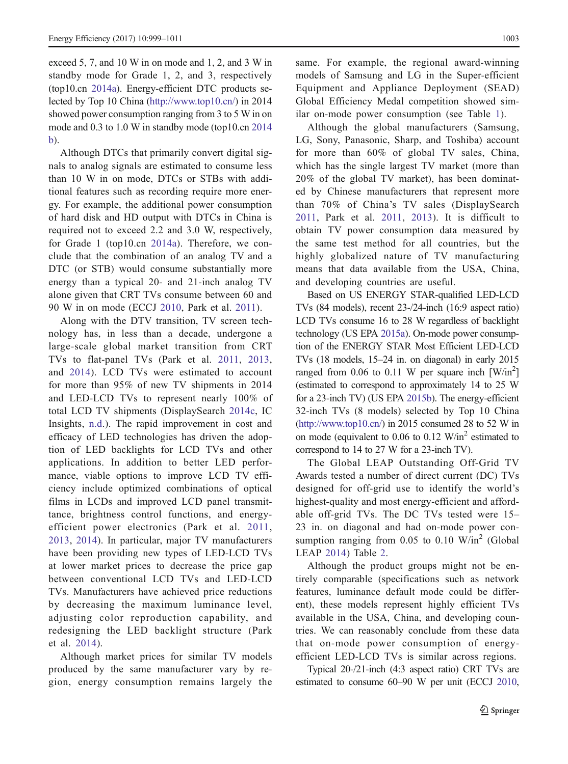exceed 5, 7, and 10 W in on mode and 1, 2, and 3 W in standby mode for Grade 1, 2, and 3, respectively (top10.cn 2014a). Energy-efficient DTC products selected by Top 10 China (http://www.top10.cn/) in 2014 showed power consumption ranging from 3 to 5 W in on mode and 0.3 to 1.0 W in standby mode (top10.cn 2014 b).

Although DTCs that primarily convert digital signals to analog signals are estimated to consume less than 10 W in on mode, DTCs or STBs with additional features such as recording require more energy. For example, the additional power consumption of hard disk and HD output with DTCs in China is required not to exceed 2.2 and 3.0 W, respectively, for Grade 1 (top10.cn 2014a). Therefore, we conclude that the combination of an analog TV and a DTC (or STB) would consume substantially more energy than a typical 20- and 21-inch analog TV alone given that CRT TVs consume between 60 and 90 W in on mode (ECCJ 2010, Park et al. 2011).

Along with the DTV transition, TV screen technology has, in less than a decade, undergone a large-scale global market transition from CRT TVs to flat-panel TVs (Park et al. 2011, 2013, and 2014). LCD TVs were estimated to account for more than 95% of new TV shipments in 2014 and LED-LCD TVs to represent nearly 100% of total LCD TV shipments (DisplaySearch 2014c, IC Insights, n.d.). The rapid improvement in cost and efficacy of LED technologies has driven the adoption of LED backlights for LCD TVs and other applications. In addition to better LED performance, viable options to improve LCD TV efficiency include optimized combinations of optical films in LCDs and improved LCD panel transmittance, brightness control functions, and energy-efficient power electronics (Park et al. 2011, 2013, 2014). In particular, major TV manufacturers have been providing new types of LED-LCD TVs at lower market prices to decrease the price gap between conventional LCD TVs and LED-LCD TVs. Manufacturers have achieved price reductions by decreasing the maximum luminance level, adjusting color reproduction capability, and redesigning the LED backlight structure (Park et al. 2014).

Although market prices for similar TV models produced by the same manufacturer vary by region, energy consumption remains largely the same. For example, the regional award-winning models of Samsung and LG in the Super-efficient Equipment and Appliance Deployment (SEAD) Global Efficiency Medal competition showed similar on-mode power consumption (see Table 1).

Although the global manufacturers (Samsung, LG, Sony, Panasonic, Sharp, and Toshiba) account for more than 60% of global TV sales, China, which has the single largest TV market (more than 20% of the global TV market), has been dominated by Chinese manufacturers that represent more than 70% of China's TV sales (DisplaySearch 2011, Park et al. 2011, 2013). It is difficult to obtain TV power consumption data measured by the same test method for all countries, but the highly globalized nature of TV manufacturing means that data available from the USA, China, and developing countries are useful.

Based on US ENERGY STAR-qualified LED-LCD TVs (84 models), recent 23-/24-inch (16:9 aspect ratio) LCD TVs consume 16 to 28 W regardless of backlight technology (US EPA 2015a). On-mode power consumption of the ENERGY STAR Most Efficient LED-LCD TVs (18 models, 15–24 in. on diagonal) in early 2015 ranged from 0.06 to 0.11 W per square inch [W/in$^2$] (estimated to correspond to approximately 14 to 25 W for a 23-inch TV) (US EPA 2015b). The energy-efficient 32-inch TVs (8 models) selected by Top 10 China (http://www.top10.cn/) in 2015 consumed 28 to 52 W in on mode (equivalent to 0.06 to 0.12 W/in$^2$ estimated to correspond to 14 to 27 W for a 23-inch TV).

The Global LEAP Outstanding Off-Grid TV Awards tested a number of direct current (DC) TVs designed for off-grid use to identify the world's highest-quality and most energy-efficient and affordable off-grid TVs. The DC TVs tested were 15–23 in. on diagonal and had on-mode power consumption ranging from 0.05 to 0.10 W/in$^2$ (Global LEAP 2014) Table 2.

Although the product groups might not be entirely comparable (specifications such as network features, luminance default mode could be different), these models represent highly efficient TVs available in the USA, China, and developing countries. We can reasonably conclude from these data that on-mode power consumption of energy-efficient LED-LCD TVs is similar across regions.

Typical 20-/21-inch (4:3 aspect ratio) CRT TVs are estimated to consume 60–90 W per unit (ECCJ 2010,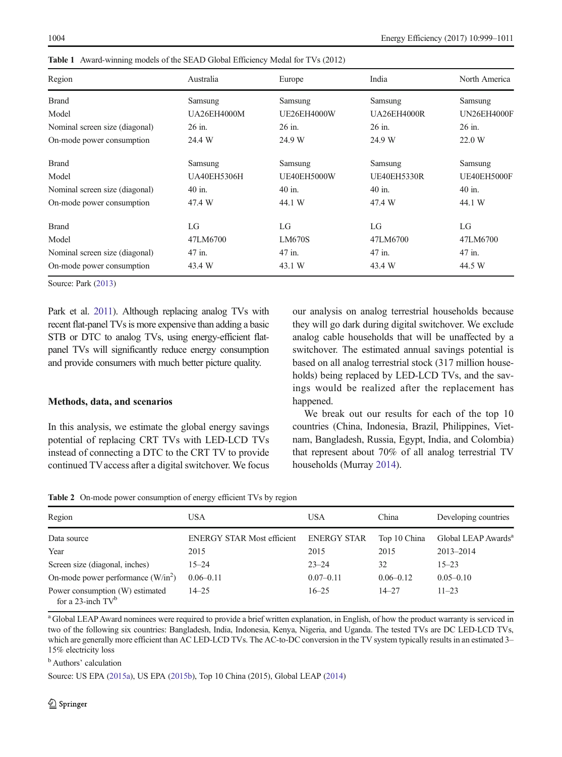**Table 1** Award-winning models of the SEAD Global Efficiency Medal for TVs (2012)

| Region | Australia | Europe | India | North America |
|---|---|---|---|---|
| Brand | Samsung | Samsung | Samsung | Samsung |
| Model | UA26EH4000M | UE26EH4000W | UA26EH4000R | UN26EH4000F |
| Nominal screen size (diagonal) | 26 in. | 26 in. | 26 in. | 26 in. |
| On-mode power consumption | 24.4 W | 24.9 W | 24.9 W | 22.0 W |
| Brand | Samsung | Samsung | Samsung | Samsung |
| Model | UA40EH5306H | UE40EH5000W | UE40EH5330R | UE40EH5000F |
| Nominal screen size (diagonal) | 40 in. | 40 in. | 40 in. | 40 in. |
| On-mode power consumption | 47.4 W | 44.1 W | 47.4 W | 44.1 W |
| Brand | LG | LG | LG | LG |
| Model | 47LM6700 | LM670S | 47LM6700 | 47LM6700 |
| Nominal screen size (diagonal) | 47 in. | 47 in. | 47 in. | 47 in. |
| On-mode power consumption | 43.4 W | 43.1 W | 43.4 W | 44.5 W |

Source: Park (2013)

Park et al. 2011). Although replacing analog TVs with recent flat-panel TVs is more expensive than adding a basic STB or DTC to analog TVs, using energy-efficient flat-panel TVs will significantly reduce energy consumption and provide consumers with much better picture quality.

## Methods, data, and scenarios

In this analysis, we estimate the global energy savings potential of replacing CRT TVs with LED-LCD TVs instead of connecting a DTC to the CRT TV to provide continued TV access after a digital switchover. We focus our analysis on analog terrestrial households because they will go dark during digital switchover. We exclude analog cable households that will be unaffected by a switchover. The estimated annual savings potential is based on all analog terrestrial stock (317 million households) being replaced by LED-LCD TVs, and the savings would be realized after the replacement has happened.

We break out our results for each of the top 10 countries (China, Indonesia, Brazil, Philippines, Vietnam, Bangladesh, Russia, Egypt, India, and Colombia) that represent about 70% of all analog terrestrial TV households (Murray 2014).

**Table 2** On-mode power consumption of energy efficient TVs by region

| Region | USA | USA | China | Developing countries |
|---|---|---|---|---|
| Data source | ENERGY STAR Most efficient | ENERGY STAR | Top 10 China | Global LEAP Awards[a] |
| Year | 2015 | 2015 | 2015 | 2013–2014 |
| Screen size (diagonal, inches) | 15–24 | 23–24 | 32 | 15–23 |
| On-mode power performance (W/in$^2$) | 0.06–0.11 | 0.07–0.11 | 0.06–0.12 | 0.05–0.10 |
| Power consumption (W) estimated for a 23-inch TV[b] | 14–25 | 16–25 | 14–27 | 11–23 |

[a] Global LEAP Award nominees were required to provide a brief written explanation, in English, of how the product warranty is serviced in two of the following six countries: Bangladesh, India, Indonesia, Kenya, Nigeria, and Uganda. The tested TVs are DC LED-LCD TVs, which are generally more efficient than AC LED-LCD TVs. The AC-to-DC conversion in the TV system typically results in an estimated 3–15% electricity loss

[b] Authors' calculation

Source: US EPA (2015a), US EPA (2015b), Top 10 China (2015), Global LEAP (2014)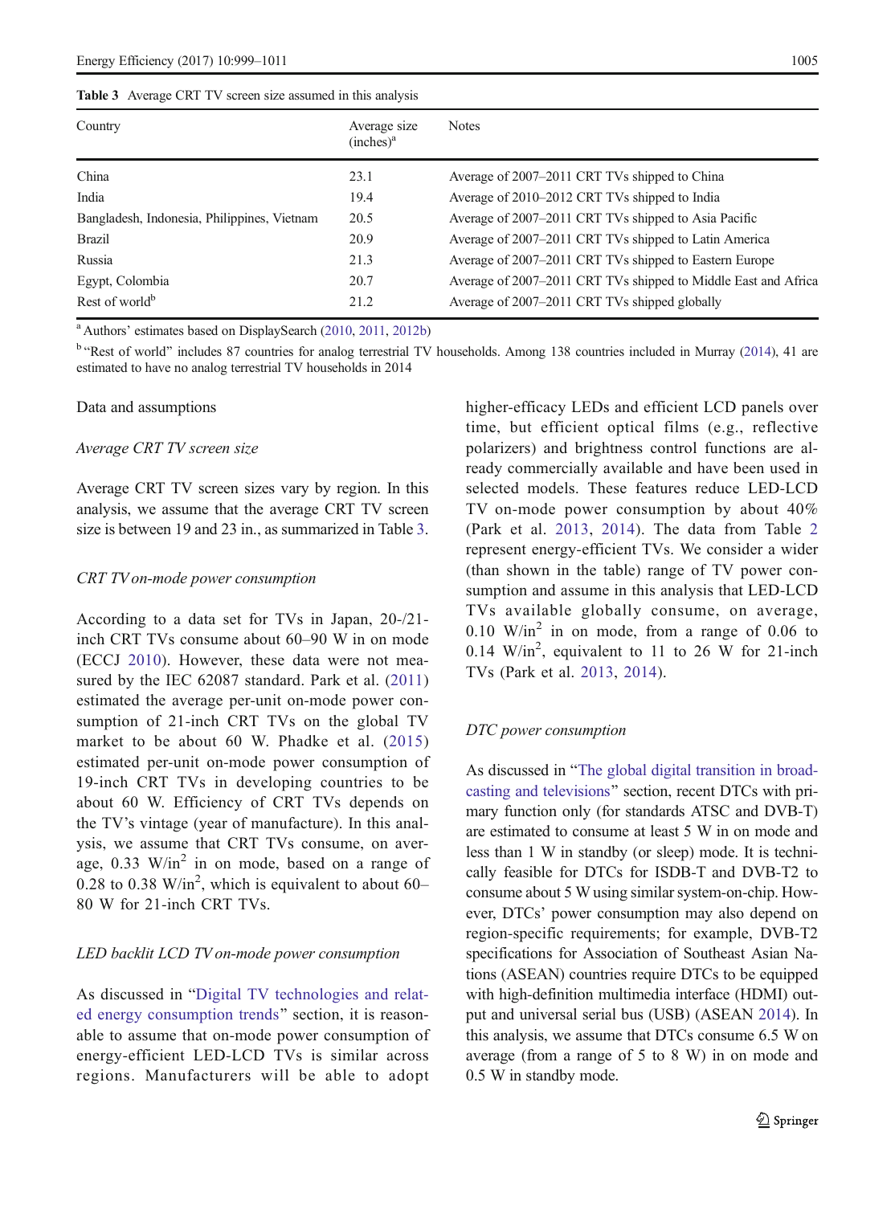**Table 3** Average CRT TV screen size assumed in this analysis

| Country | Average size (inches)[a] | Notes |
|---|---|---|
| China | 23.1 | Average of 2007–2011 CRT TVs shipped to China |
| India | 19.4 | Average of 2010–2012 CRT TVs shipped to India |
| Bangladesh, Indonesia, Philippines, Vietnam | 20.5 | Average of 2007–2011 CRT TVs shipped to Asia Pacific |
| Brazil | 20.9 | Average of 2007–2011 CRT TVs shipped to Latin America |
| Russia | 21.3 | Average of 2007–2011 CRT TVs shipped to Eastern Europe |
| Egypt, Colombia | 20.7 | Average of 2007–2011 CRT TVs shipped to Middle East and Africa |
| Rest of world[b] | 21.2 | Average of 2007–2011 CRT TVs shipped globally |

[a] Authors' estimates based on DisplaySearch (2010, 2011, 2012b)

[b] "Rest of world" includes 87 countries for analog terrestrial TV households. Among 138 countries included in Murray (2014), 41 are estimated to have no analog terrestrial TV households in 2014

Data and assumptions

*Average CRT TV screen size*

Average CRT TV screen sizes vary by region. In this analysis, we assume that the average CRT TV screen size is between 19 and 23 in., as summarized in Table 3.

*CRT TV on-mode power consumption*

According to a data set for TVs in Japan, 20-/21-inch CRT TVs consume about 60–90 W in on mode (ECCJ 2010). However, these data were not measured by the IEC 62087 standard. Park et al. (2011) estimated the average per-unit on-mode power consumption of 21-inch CRT TVs on the global TV market to be about 60 W. Phadke et al. (2015) estimated per-unit on-mode power consumption of 19-inch CRT TVs in developing countries to be about 60 W. Efficiency of CRT TVs depends on the TV's vintage (year of manufacture). In this analysis, we assume that CRT TVs consume, on average, 0.33 W/in$^2$ in on mode, based on a range of 0.28 to 0.38 W/in$^2$, which is equivalent to about 60–80 W for 21-inch CRT TVs.

*LED backlit LCD TV on-mode power consumption*

As discussed in "Digital TV technologies and related energy consumption trends" section, it is reasonable to assume that on-mode power consumption of energy-efficient LED-LCD TVs is similar across regions. Manufacturers will be able to adopt higher-efficacy LEDs and efficient LCD panels over time, but efficient optical films (e.g., reflective polarizers) and brightness control functions are already commercially available and have been used in selected models. These features reduce LED-LCD TV on-mode power consumption by about 40% (Park et al. 2013, 2014). The data from Table 2 represent energy-efficient TVs. We consider a wider (than shown in the table) range of TV power consumption and assume in this analysis that LED-LCD TVs available globally consume, on average, 0.10 W/in$^2$ in on mode, from a range of 0.06 to 0.14 W/in$^2$, equivalent to 11 to 26 W for 21-inch TVs (Park et al. 2013, 2014).

*DTC power consumption*

As discussed in "The global digital transition in broadcasting and televisions" section, recent DTCs with primary function only (for standards ATSC and DVB-T) are estimated to consume at least 5 W in on mode and less than 1 W in standby (or sleep) mode. It is technically feasible for DTCs for ISDB-T and DVB-T2 to consume about 5 W using similar system-on-chip. However, DTCs' power consumption may also depend on region-specific requirements; for example, DVB-T2 specifications for Association of Southeast Asian Nations (ASEAN) countries require DTCs to be equipped with high-definition multimedia interface (HDMI) output and universal serial bus (USB) (ASEAN 2014). In this analysis, we assume that DTCs consume 6.5 W on average (from a range of 5 to 8 W) in on mode and 0.5 W in standby mode.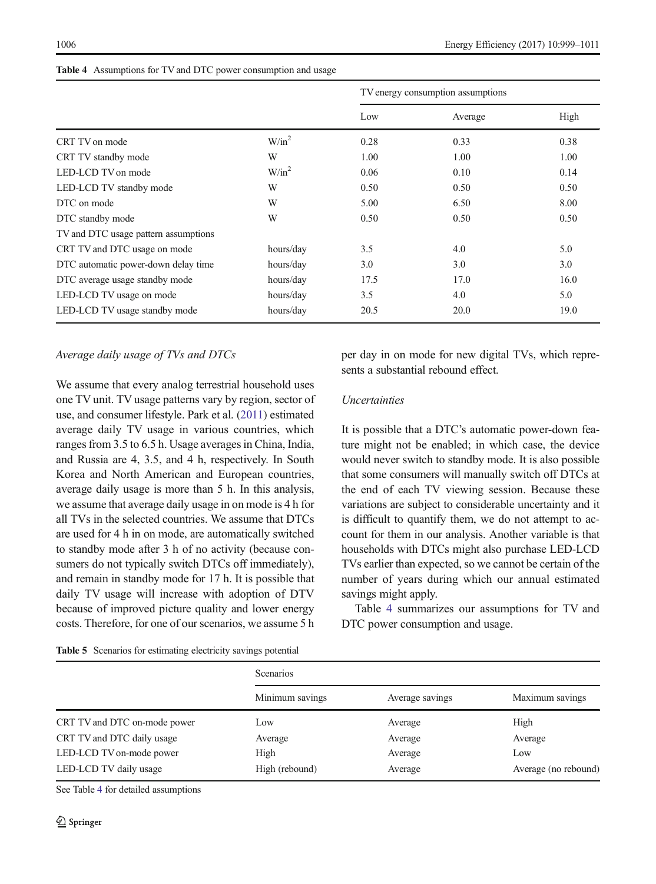**Table 4** Assumptions for TV and DTC power consumption and usage

| | | TV energy consumption assumptions | | |
|---|---|---|---|---|
| | | Low | Average | High |
| CRT TV on mode | W/in$^2$ | 0.28 | 0.33 | 0.38 |
| CRT TV standby mode | W | 1.00 | 1.00 | 1.00 |
| LED-LCD TV on mode | W/in$^2$ | 0.06 | 0.10 | 0.14 |
| LED-LCD TV standby mode | W | 0.50 | 0.50 | 0.50 |
| DTC on mode | W | 5.00 | 6.50 | 8.00 |
| DTC standby mode | W | 0.50 | 0.50 | 0.50 |
| TV and DTC usage pattern assumptions | | | | |
| CRT TV and DTC usage on mode | hours/day | 3.5 | 4.0 | 5.0 |
| DTC automatic power-down delay time | hours/day | 3.0 | 3.0 | 3.0 |
| DTC average usage standby mode | hours/day | 17.5 | 17.0 | 16.0 |
| LED-LCD TV usage on mode | hours/day | 3.5 | 4.0 | 5.0 |
| LED-LCD TV usage standby mode | hours/day | 20.5 | 20.0 | 19.0 |

*Average daily usage of TVs and DTCs*

We assume that every analog terrestrial household uses one TV unit. TV usage patterns vary by region, sector of use, and consumer lifestyle. Park et al. (2011) estimated average daily TV usage in various countries, which ranges from 3.5 to 6.5 h. Usage averages in China, India, and Russia are 4, 3.5, and 4 h, respectively. In South Korea and North American and European countries, average daily usage is more than 5 h. In this analysis, we assume that average daily usage in on mode is 4 h for all TVs in the selected countries. We assume that DTCs are used for 4 h in on mode, are automatically switched to standby mode after 3 h of no activity (because consumers do not typically switch DTCs off immediately), and remain in standby mode for 17 h. It is possible that daily TV usage will increase with adoption of DTV because of improved picture quality and lower energy costs. Therefore, for one of our scenarios, we assume 5 h per day in on mode for new digital TVs, which represents a substantial rebound effect.

*Uncertainties*

It is possible that a DTC's automatic power-down feature might not be enabled; in which case, the device would never switch to standby mode. It is also possible that some consumers will manually switch off DTCs at the end of each TV viewing session. Because these variations are subject to considerable uncertainty and it is difficult to quantify them, we do not attempt to account for them in our analysis. Another variable is that households with DTCs might also purchase LED-LCD TVs earlier than expected, so we cannot be certain of the number of years during which our annual estimated savings might apply.

Table 4 summarizes our assumptions for TV and DTC power consumption and usage.

**Table 5** Scenarios for estimating electricity savings potential

| | Scenarios | | |
|---|---|---|---|
| | Minimum savings | Average savings | Maximum savings |
| CRT TV and DTC on-mode power | Low | Average | High |
| CRT TV and DTC daily usage | Average | Average | Average |
| LED-LCD TV on-mode power | High | Average | Low |
| LED-LCD TV daily usage | High (rebound) | Average | Average (no rebound) |

See Table 4 for detailed assumptions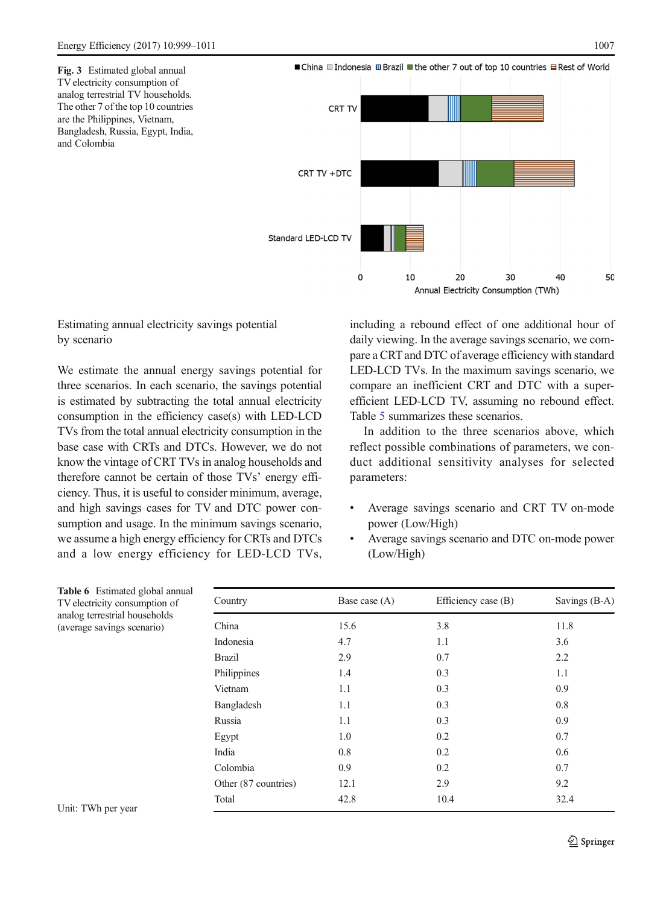**Fig. 3** Estimated global annual TV electricity consumption of analog terrestrial TV households. The other 7 of the top 10 countries are the Philippines, Vietnam, Bangladesh, Russia, Egypt, India, and Colombia

### Estimating annual electricity savings potential by scenario

We estimate the annual energy savings potential for three scenarios. In each scenario, the savings potential is estimated by subtracting the total annual electricity consumption in the efficiency case(s) with LED-LCD TVs from the total annual electricity consumption in the base case with CRTs and DTCs. However, we do not know the vintage of CRT TVs in analog households and therefore cannot be certain of those TVs' energy efficiency. Thus, it is useful to consider minimum, average, and high savings cases for TV and DTC power consumption and usage. In the minimum savings scenario, we assume a high energy efficiency for CRTs and DTCs and a low energy efficiency for LED-LCD TVs, including a rebound effect of one additional hour of daily viewing. In the average savings scenario, we compare a CRT and DTC of average efficiency with standard LED-LCD TVs. In the maximum savings scenario, we compare an inefficient CRT and DTC with a super-efficient LED-LCD TV, assuming no rebound effect. Table 5 summarizes these scenarios.

In addition to the three scenarios above, which reflect possible combinations of parameters, we conduct additional sensitivity analyses for selected parameters:

- Average savings scenario and CRT TV on-mode power (Low/High)
- Average savings scenario and DTC on-mode power (Low/High)

**Table 6** Estimated global annual TV electricity consumption of analog terrestrial households (average savings scenario)

| Country | Base case (A) | Efficiency case (B) | Savings (B-A) |
|---|---|---|---|
| China | 15.6 | 3.8 | 11.8 |
| Indonesia | 4.7 | 1.1 | 3.6 |
| Brazil | 2.9 | 0.7 | 2.2 |
| Philippines | 1.4 | 0.3 | 1.1 |
| Vietnam | 1.1 | 0.3 | 0.9 |
| Bangladesh | 1.1 | 0.3 | 0.8 |
| Russia | 1.1 | 0.3 | 0.9 |
| Egypt | 1.0 | 0.2 | 0.7 |
| India | 0.8 | 0.2 | 0.6 |
| Colombia | 0.9 | 0.2 | 0.7 |
| Other (87 countries) | 12.1 | 2.9 | 9.2 |
| Total | 42.8 | 10.4 | 32.4 |

Unit: TWh per year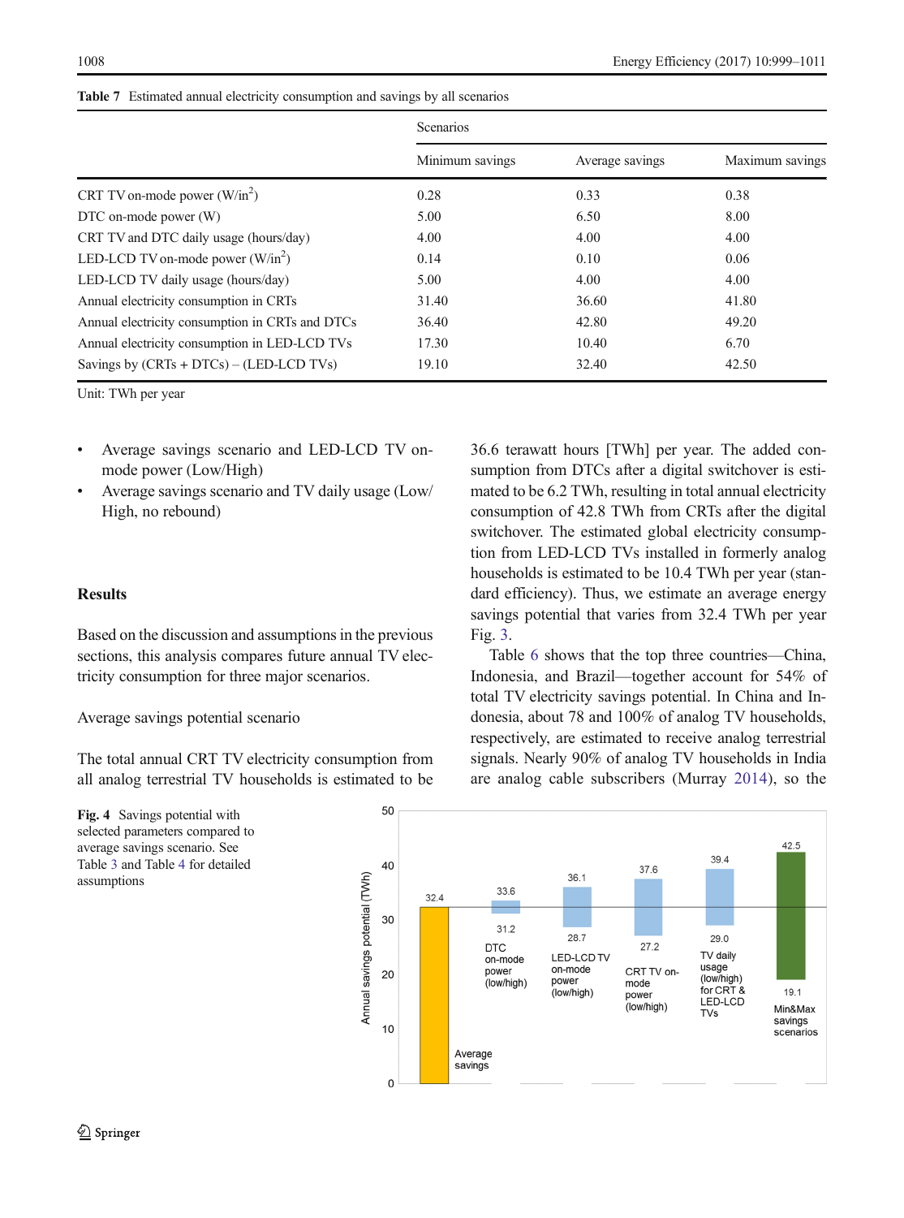**Table 7** Estimated annual electricity consumption and savings by all scenarios

| | Scenarios | | |
|---|---|---|---|
| | Minimum savings | Average savings | Maximum savings |
| CRT TV on-mode power (W/in$^2$) | 0.28 | 0.33 | 0.38 |
| DTC on-mode power (W) | 5.00 | 6.50 | 8.00 |
| CRT TV and DTC daily usage (hours/day) | 4.00 | 4.00 | 4.00 |
| LED-LCD TV on-mode power (W/in$^2$) | 0.14 | 0.10 | 0.06 |
| LED-LCD TV daily usage (hours/day) | 5.00 | 4.00 | 4.00 |
| Annual electricity consumption in CRTs | 31.40 | 36.60 | 41.80 |
| Annual electricity consumption in CRTs and DTCs | 36.40 | 42.80 | 49.20 |
| Annual electricity consumption in LED-LCD TVs | 17.30 | 10.40 | 6.70 |
| Savings by (CRTs + DTCs) – (LED-LCD TVs) | 19.10 | 32.40 | 42.50 |

Unit: TWh per year

- Average savings scenario and LED-LCD TV on-mode power (Low/High)
- Average savings scenario and TV daily usage (Low/High, no rebound)

## Results

Based on the discussion and assumptions in the previous sections, this analysis compares future annual TV electricity consumption for three major scenarios.

### Average savings potential scenario

The total annual CRT TV electricity consumption from all analog terrestrial TV households is estimated to be 36.6 terawatt hours [TWh] per year. The added consumption from DTCs after a digital switchover is estimated to be 6.2 TWh, resulting in total annual electricity consumption of 42.8 TWh from CRTs after the digital switchover. The estimated global electricity consumption from LED-LCD TVs installed in formerly analog households is estimated to be 10.4 TWh per year (standard efficiency). Thus, we estimate an average energy savings potential that varies from 32.4 TWh per year Fig. 3.

Table 6 shows that the top three countries—China, Indonesia, and Brazil—together account for 54% of total TV electricity savings potential. In China and Indonesia, about 78 and 100% of analog TV households, respectively, are estimated to receive analog terrestrial signals. Nearly 90% of analog TV households in India are analog cable subscribers (Murray 2014), so the

**Fig. 4** Savings potential with selected parameters compared to average savings scenario. See Table 3 and Table 4 for detailed assumptions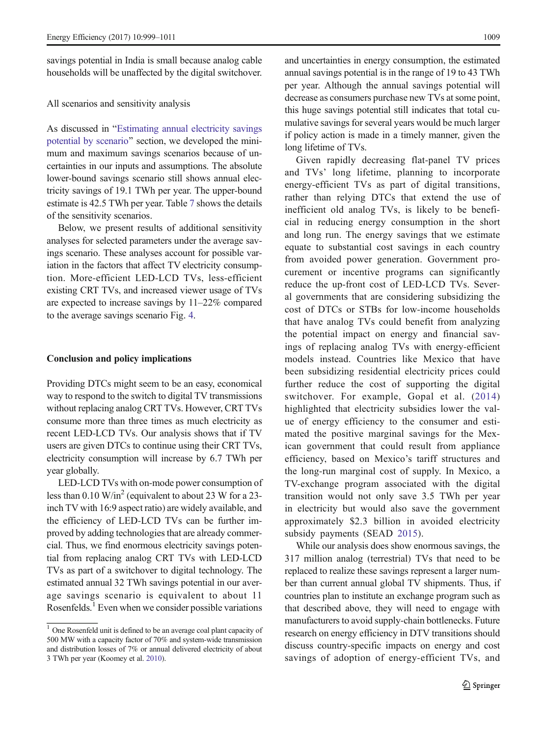savings potential in India is small because analog cable households will be unaffected by the digital switchover.

All scenarios and sensitivity analysis

As discussed in "Estimating annual electricity savings potential by scenario" section, we developed the minimum and maximum savings scenarios because of uncertainties in our inputs and assumptions. The absolute lower-bound savings scenario still shows annual electricity savings of 19.1 TWh per year. The upper-bound estimate is 42.5 TWh per year. Table 7 shows the details of the sensitivity scenarios.

Below, we present results of additional sensitivity analyses for selected parameters under the average savings scenario. These analyses account for possible variation in the factors that affect TV electricity consumption. More-efficient LED-LCD TVs, less-efficient existing CRT TVs, and increased viewer usage of TVs are expected to increase savings by 11–22% compared to the average savings scenario Fig. 4.

## Conclusion and policy implications

Providing DTCs might seem to be an easy, economical way to respond to the switch to digital TV transmissions without replacing analog CRT TVs. However, CRT TVs consume more than three times as much electricity as recent LED-LCD TVs. Our analysis shows that if TV users are given DTCs to continue using their CRT TVs, electricity consumption will increase by 6.7 TWh per year globally.

LED-LCD TVs with on-mode power consumption of less than 0.10 W/in$^2$ (equivalent to about 23 W for a 23-inch TV with 16:9 aspect ratio) are widely available, and the efficiency of LED-LCD TVs can be further improved by adding technologies that are already commercial. Thus, we find enormous electricity savings potential from replacing analog CRT TVs with LED-LCD TVs as part of a switchover to digital technology. The estimated annual 32 TWh savings potential in our average savings scenario is equivalent to about 11 Rosenfelds.[1] Even when we consider possible variations and uncertainties in energy consumption, the estimated annual savings potential is in the range of 19 to 43 TWh per year. Although the annual savings potential will decrease as consumers purchase new TVs at some point, this huge savings potential still indicates that total cumulative savings for several years would be much larger if policy action is made in a timely manner, given the long lifetime of TVs.

Given rapidly decreasing flat-panel TV prices and TVs' long lifetime, planning to incorporate energy-efficient TVs as part of digital transitions, rather than relying DTCs that extend the use of inefficient old analog TVs, is likely to be beneficial in reducing energy consumption in the short and long run. The energy savings that we estimate equate to substantial cost savings in each country from avoided power generation. Government procurement or incentive programs can significantly reduce the up-front cost of LED-LCD TVs. Several governments that are considering subsidizing the cost of DTCs or STBs for low-income households that have analog TVs could benefit from analyzing the potential impact on energy and financial savings of replacing analog TVs with energy-efficient models instead. Countries like Mexico that have been subsidizing residential electricity prices could further reduce the cost of supporting the digital switchover. For example, Gopal et al. (2014) highlighted that electricity subsidies lower the value of energy efficiency to the consumer and estimated the positive marginal savings for the Mexican government that could result from appliance efficiency, based on Mexico's tariff structures and the long-run marginal cost of supply. In Mexico, a TV-exchange program associated with the digital transition would not only save 3.5 TWh per year in electricity but would also save the government approximately \$2.3 billion in avoided electricity subsidy payments (SEAD 2015).

While our analysis does show enormous savings, the 317 million analog (terrestrial) TVs that need to be replaced to realize these savings represent a larger number than current annual global TV shipments. Thus, if countries plan to institute an exchange program such as that described above, they will need to engage with manufacturers to avoid supply-chain bottlenecks. Future research on energy efficiency in DTV transitions should discuss country-specific impacts on energy and cost savings of adoption of energy-efficient TVs, and

[1] One Rosenfeld unit is defined to be an average coal plant capacity of 500 MW with a capacity factor of 70% and system-wide transmission and distribution losses of 7% or annual delivered electricity of about 3 TWh per year (Koomey et al. 2010).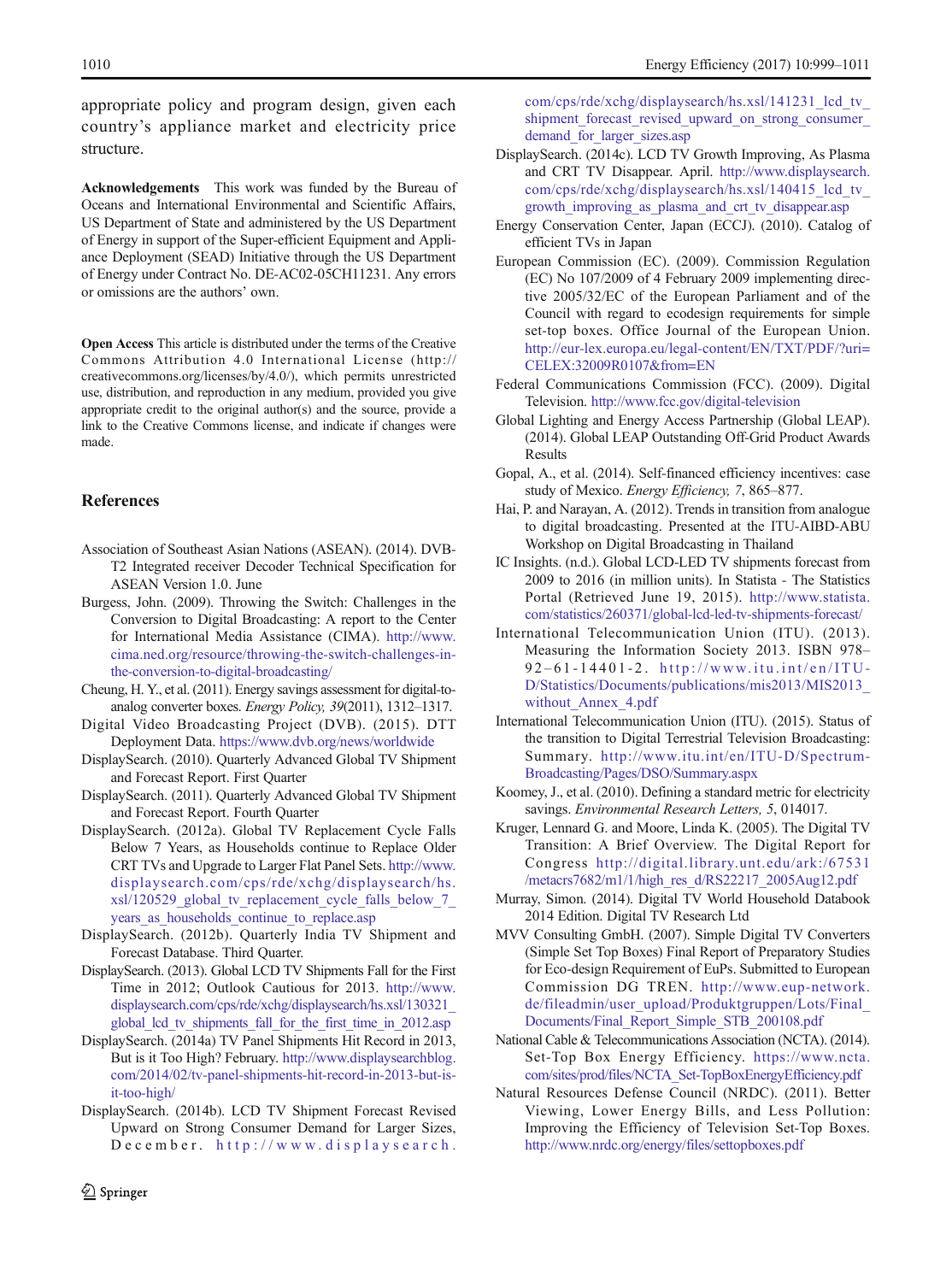appropriate policy and program design, given each country's appliance market and electricity price structure.

**Acknowledgements** This work was funded by the Bureau of Oceans and International Environmental and Scientific Affairs, US Department of State and administered by the US Department of Energy in support of the Super-efficient Equipment and Appliance Deployment (SEAD) Initiative through the US Department of Energy under Contract No. DE-AC02-05CH11231. Any errors or omissions are the authors' own.

**Open Access** This article is distributed under the terms of the Creative Commons Attribution 4.0 International License (http://creativecommons.org/licenses/by/4.0/), which permits unrestricted use, distribution, and reproduction in any medium, provided you give appropriate credit to the original author(s) and the source, provide a link to the Creative Commons license, and indicate if changes were made.

## References

Association of Southeast Asian Nations (ASEAN). (2014). DVB-T2 Integrated receiver Decoder Technical Specification for ASEAN Version 1.0. June

Burgess, John. (2009). Throwing the Switch: Challenges in the Conversion to Digital Broadcasting: A report to the Center for International Media Assistance (CIMA). http://www.cima.ned.org/resource/throwing-the-switch-challenges-in-the-conversion-to-digital-broadcasting/

Cheung, H. Y., et al. (2011). Energy savings assessment for digital-to-analog converter boxes. *Energy Policy, 39*(2011), 1312–1317.

Digital Video Broadcasting Project (DVB). (2015). DTT Deployment Data. https://www.dvb.org/news/worldwide

DisplaySearch. (2010). Quarterly Advanced Global TV Shipment and Forecast Report. First Quarter

DisplaySearch. (2011). Quarterly Advanced Global TV Shipment and Forecast Report. Fourth Quarter

DisplaySearch. (2012a). Global TV Replacement Cycle Falls Below 7 Years, as Households continue to Replace Older CRT TVs and Upgrade to Larger Flat Panel Sets. http://www.displaysearch.com/cps/rde/xchg/displaysearch/hs.xsl/120529_global_tv_replacement_cycle_falls_below_7_years_as_households_continue_to_replace.asp

DisplaySearch. (2012b). Quarterly India TV Shipment and Forecast Database. Third Quarter.

DisplaySearch. (2013). Global LCD TV Shipments Fall for the First Time in 2012; Outlook Cautious for 2013. http://www.displaysearch.com/cps/rde/xchg/displaysearch/hs.xsl/130321_global_lcd_tv_shipments_fall_for_the_first_time_in_2012.asp

DisplaySearch. (2014a) TV Panel Shipments Hit Record in 2013, But is it Too High? February. http://www.displaysearchblog.com/2014/02/tv-panel-shipments-hit-record-in-2013-but-is-it-too-high/

DisplaySearch. (2014b). LCD TV Shipment Forecast Revised Upward on Strong Consumer Demand for Larger Sizes, December. http://www.displaysearch.com/cps/rde/xchg/displaysearch/hs.xsl/141231_lcd_tv_shipment_forecast_revised_upward_on_strong_consumer_demand_for_larger_sizes.asp

DisplaySearch. (2014c). LCD TV Growth Improving, As Plasma and CRT TV Disappear. April. http://www.displaysearch.com/cps/rde/xchg/displaysearch/hs.xsl/140415_lcd_tv_growth_improving_as_plasma_and_crt_tv_disappear.asp

Energy Conservation Center, Japan (ECCJ). (2010). Catalog of efficient TVs in Japan

European Commission (EC). (2009). Commission Regulation (EC) No 107/2009 of 4 February 2009 implementing directive 2005/32/EC of the European Parliament and of the Council with regard to ecodesign requirements for simple set-top boxes. Office Journal of the European Union. http://eur-lex.europa.eu/legal-content/EN/TXT/PDF/?uri=CELEX:32009R0107&from=EN

Federal Communications Commission (FCC). (2009). Digital Television. http://www.fcc.gov/digital-television

Global Lighting and Energy Access Partnership (Global LEAP). (2014). Global LEAP Outstanding Off-Grid Product Awards Results

Gopal, A., et al. (2014). Self-financed efficiency incentives: case study of Mexico. *Energy Efficiency, 7*, 865–877.

Hai, P. and Narayan, A. (2012). Trends in transition from analogue to digital broadcasting. Presented at the ITU-AIBD-ABU Workshop on Digital Broadcasting in Thailand

IC Insights. (n.d.). Global LCD-LED TV shipments forecast from 2009 to 2016 (in million units). In Statista - The Statistics Portal (Retrieved June 19, 2015). http://www.statista.com/statistics/260371/global-lcd-led-tv-shipments-forecast/

International Telecommunication Union (ITU). (2013). Measuring the Information Society 2013. ISBN 978–92–61-14401-2. http://www.itu.int/en/ITU-D/Statistics/Documents/publications/mis2013/MIS2013_without_Annex_4.pdf

International Telecommunication Union (ITU). (2015). Status of the transition to Digital Terrestrial Television Broadcasting: Summary. http://www.itu.int/en/ITU-D/Spectrum-Broadcasting/Pages/DSO/Summary.aspx

Koomey, J., et al. (2010). Defining a standard metric for electricity savings. *Environmental Research Letters, 5*, 014017.

Kruger, Lennard G. and Moore, Linda K. (2005). The Digital TV Transition: A Brief Overview. The Digital Report for Congress http://digital.library.unt.edu/ark:/67531/metacrs7682/m1/1/high_res_d/RS22217_2005Aug12.pdf

Murray, Simon. (2014). Digital TV World Household Databook 2014 Edition. Digital TV Research Ltd

MVV Consulting GmbH. (2007). Simple Digital TV Converters (Simple Set Top Boxes) Final Report of Preparatory Studies for Eco-design Requirement of EuPs. Submitted to European Commission DG TREN. http://www.eup-network.de/fileadmin/user_upload/Produktgruppen/Lots/Final_Documents/Final_Report_Simple_STB_200108.pdf

National Cable & Telecommunications Association (NCTA). (2014). Set-Top Box Energy Efficiency. https://www.ncta.com/sites/prod/files/NCTA_Set-TopBoxEnergyEfficiency.pdf

Natural Resources Defense Council (NRDC). (2011). Better Viewing, Lower Energy Bills, and Less Pollution: Improving the Efficiency of Television Set-Top Boxes. http://www.nrdc.org/energy/files/settopboxes.pdf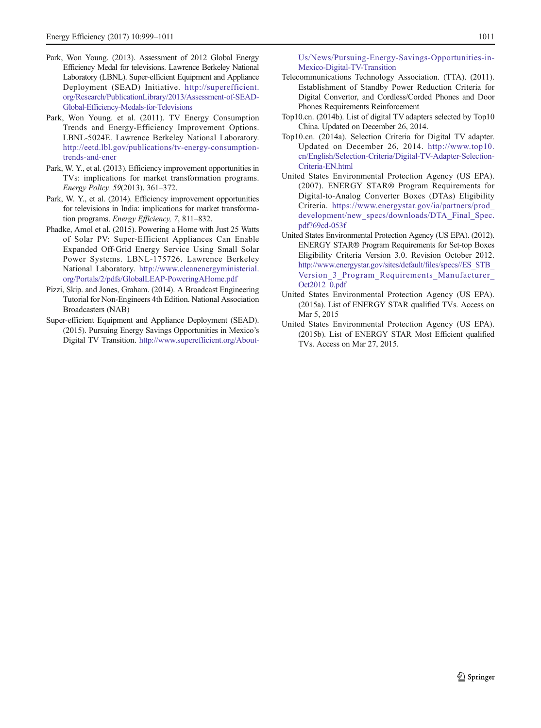Park, Won Young. (2013). Assessment of 2012 Global Energy Efficiency Medal for televisions. Lawrence Berkeley National Laboratory (LBNL). Super-efficient Equipment and Appliance Deployment (SEAD) Initiative. http://superefficient.org/Research/PublicationLibrary/2013/Assessment-of-SEAD-Global-Efficiency-Medals-for-Televisions

Park, Won Young. et al. (2011). TV Energy Consumption Trends and Energy-Efficiency Improvement Options. LBNL-5024E. Lawrence Berkeley National Laboratory. http://eetd.lbl.gov/publications/tv-energy-consumption-trends-and-ener

Park, W. Y., et al. (2013). Efficiency improvement opportunities in TVs: implications for market transformation programs. *Energy Policy, 59*(2013), 361–372.

Park, W. Y., et al. (2014). Efficiency improvement opportunities for televisions in India: implications for market transformation programs. *Energy Efficiency, 7*, 811–832.

Phadke, Amol et al. (2015). Powering a Home with Just 25 Watts of Solar PV: Super-Efficient Appliances Can Enable Expanded Off-Grid Energy Service Using Small Solar Power Systems. LBNL-175726. Lawrence Berkeley National Laboratory. http://www.cleanenergyministerial.org/Portals/2/pdfs/GlobalLEAP-PoweringAHome.pdf

Pizzi, Skip. and Jones, Graham. (2014). A Broadcast Engineering Tutorial for Non-Engineers 4th Edition. National Association Broadcasters (NAB)

Super-efficient Equipment and Appliance Deployment (SEAD). (2015). Pursuing Energy Savings Opportunities in Mexico's Digital TV Transition. http://www.superefficient.org/About-Us/News/Pursuing-Energy-Savings-Opportunities-in-Mexico-Digital-TV-Transition

Telecommunications Technology Association. (TTA). (2011). Establishment of Standby Power Reduction Criteria for Digital Convertor, and Cordless/Corded Phones and Door Phones Requirements Reinforcement

Top10.cn. (2014b). List of digital TV adapters selected by Top10 China. Updated on December 26, 2014.

Top10.cn. (2014a). Selection Criteria for Digital TV adapter. Updated on December 26, 2014. http://www.top10.cn/English/Selection-Criteria/Digital-TV-Adapter-Selection-Criteria-EN.html

United States Environmental Protection Agency (US EPA). (2007). ENERGY STAR® Program Requirements for Digital-to-Analog Converter Boxes (DTAs) Eligibility Criteria. https://www.energystar.gov/ia/partners/prod_development/new_specs/downloads/DTA_Final_Spec.pdf?69cd-053f

United States Environmental Protection Agency (US EPA). (2012). ENERGY STAR® Program Requirements for Set-top Boxes Eligibility Criteria Version 3.0. Revision October 2012. http://www.energystar.gov/sites/default/files/specs//ES_STB_Version_3_Program_Requirements_Manufacturer_Oct2012_0.pdf

United States Environmental Protection Agency (US EPA). (2015a). List of ENERGY STAR qualified TVs. Access on Mar 5, 2015

United States Environmental Protection Agency (US EPA). (2015b). List of ENERGY STAR Most Efficient qualified TVs. Access on Mar 27, 2015.